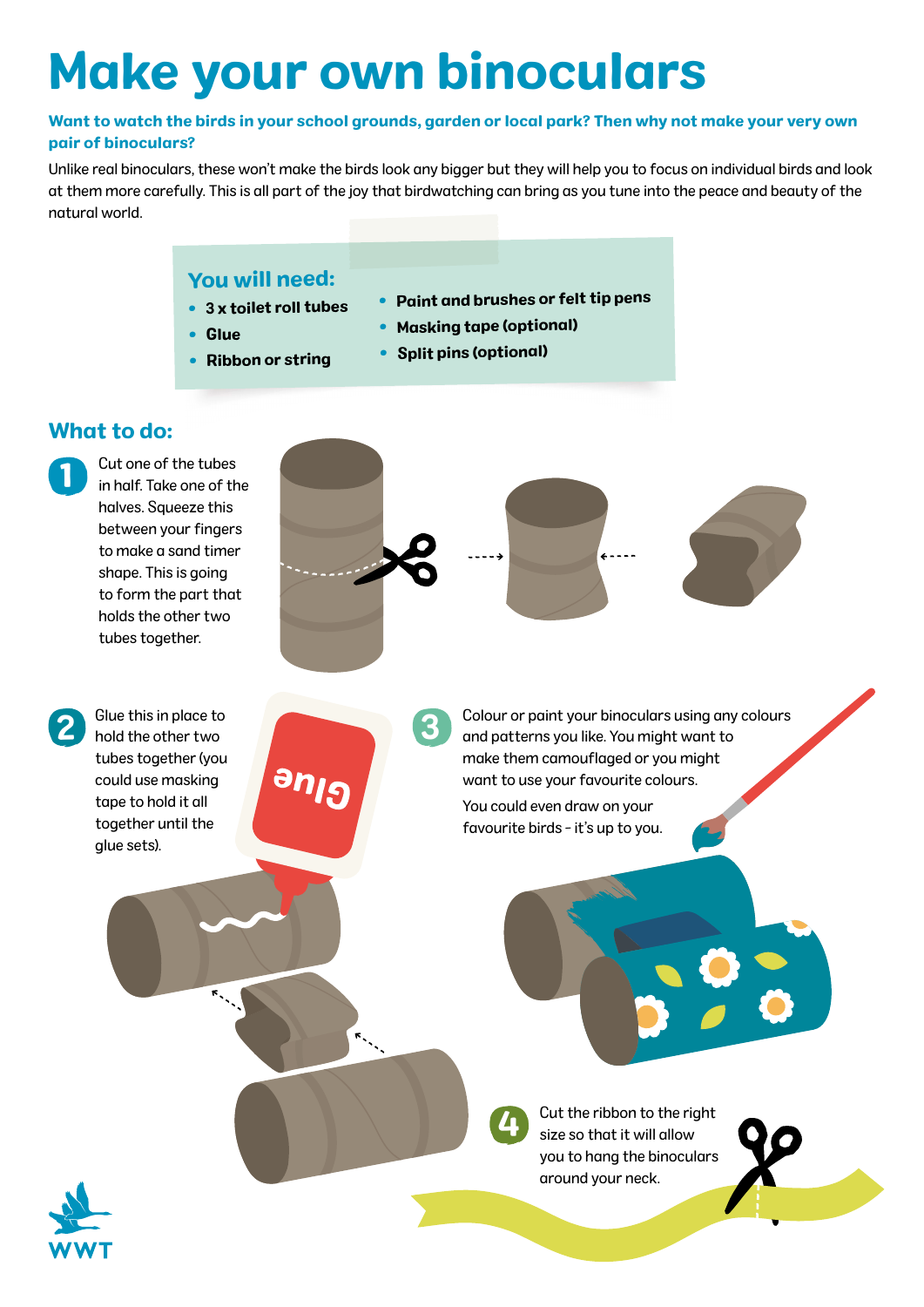# Make your own binoculars

**Want to watch the birds in your school grounds, garden or local park? Then why not make your very own pair of binoculars?**

Unlike real binoculars, these won't make the birds look any bigger but they will help you to focus on individual birds and look at them more carefully. This is all part of the joy that birdwatching can bring as you tune into the peace and beauty of the natural world.

## You will need:

- **3 x toilet roll tubes**
- **Glue**
- **Ribbon or string**
- **Paint and brushes or felt tip pens**
- **Masking tape (optional)**
- **Split pins (optional)**

## What to do:

1. Cut one of the tubes in half. Take one of the halves. Squeeze this between your fingers to make a sand timer shape. This is going to form the part that holds the other two tubes together.

2. Glue this in place to hold the other two tubes together (you could use masking tape to hold it all together until the glue sets).

3. Colour or paint your binoculars using any colours and patterns you like. You might want to make them camouflaged or you might want to use your favourite colours.

   You could even draw on your favourite birds - it's up to you.

4. Cut the ribbon to the right size so that it will allow you to hang the binoculars around your neck.

WWT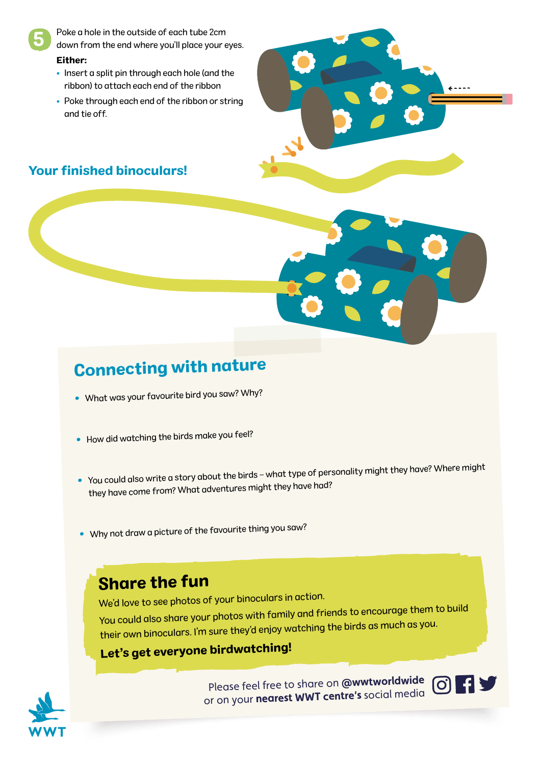5 Poke a hole in the outside of each tube 2cm down from the end where you'll place your eyes.

**Either:**

- Insert a split pin through each hole (and the ribbon) to attach each end of the ribbon
- Poke through each end of the ribbon or string and tie off.

## Your finished binoculars!

## Connecting with nature

- What was your favourite bird you saw? Why?
- How did watching the birds make you feel?
- You could also write a story about the birds – what type of personality might they have? Where might they have come from? What adventures might they have had?
- Why not draw a picture of the favourite thing you saw?

## Share the fun

We'd love to see photos of your binoculars in action.

You could also share your photos with family and friends to encourage them to build their own binoculars. I'm sure they'd enjoy watching the birds as much as you.

**Let's get everyone birdwatching!**

Please feel free to share on **@wwtworldwide** or on your **nearest WWT centre's** social media

WWT